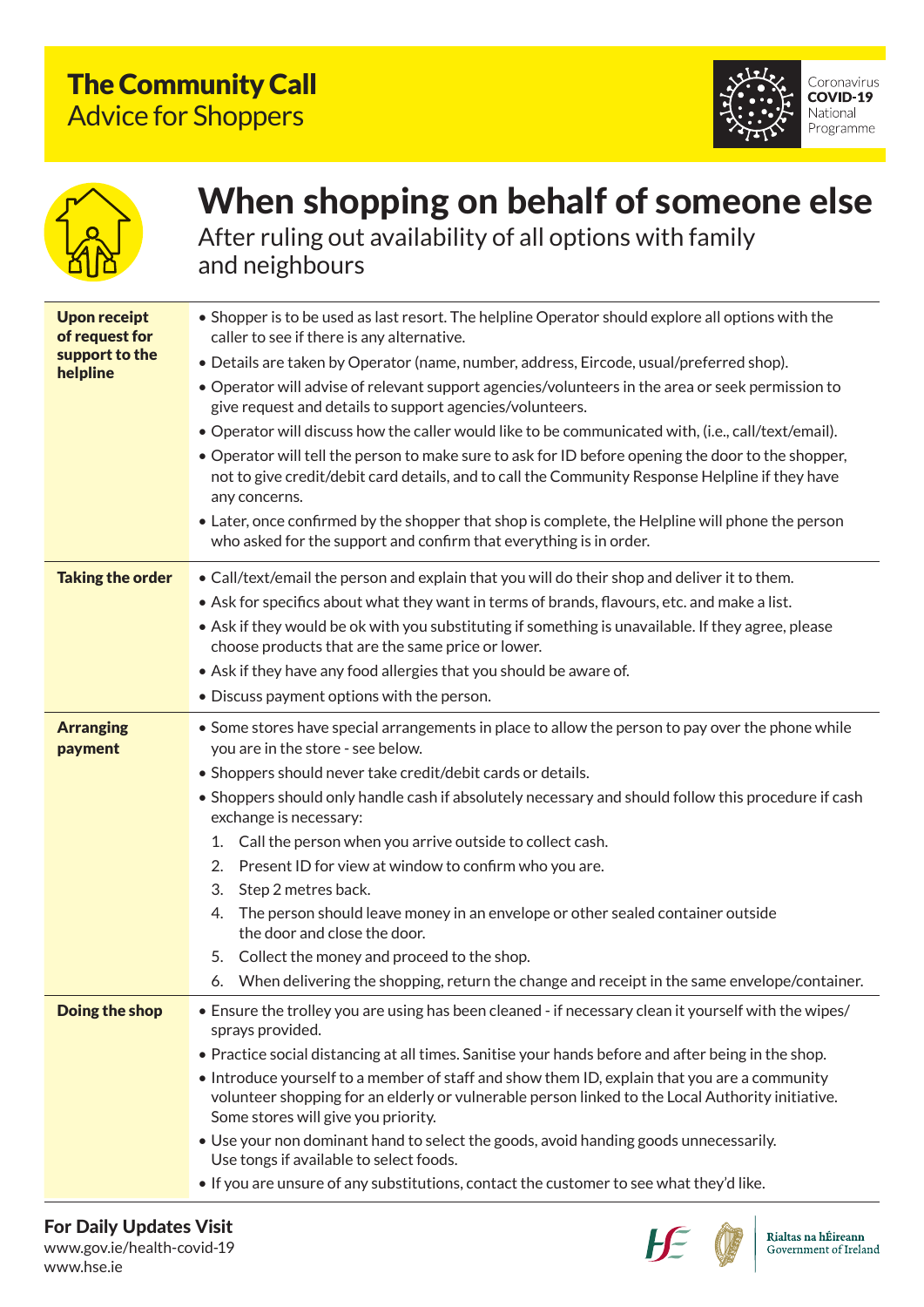# The Community Call

## Advice for Shoppers

Coronavirus **COVID-19** National Programme

# When shopping on behalf of someone else

After ruling out availability of all options with family and neighbours

| | |
|---|---|
| **Upon receipt of request for support to the helpline** | • Shopper is to be used as last resort. The helpline Operator should explore all options with the caller to see if there is any alternative.<br>• Details are taken by Operator (name, number, address, Eircode, usual/preferred shop).<br>• Operator will advise of relevant support agencies/volunteers in the area or seek permission to give request and details to support agencies/volunteers.<br>• Operator will discuss how the caller would like to be communicated with, (i.e., call/text/email).<br>• Operator will tell the person to make sure to ask for ID before opening the door to the shopper, not to give credit/debit card details, and to call the Community Response Helpline if they have any concerns.<br>• Later, once confirmed by the shopper that shop is complete, the Helpline will phone the person who asked for the support and confirm that everything is in order. |
| **Taking the order** | • Call/text/email the person and explain that you will do their shop and deliver it to them.<br>• Ask for specifics about what they want in terms of brands, flavours, etc. and make a list.<br>• Ask if they would be ok with you substituting if something is unavailable. If they agree, please choose products that are the same price or lower.<br>• Ask if they have any food allergies that you should be aware of.<br>• Discuss payment options with the person. |
| **Arranging payment** | • Some stores have special arrangements in place to allow the person to pay over the phone while you are in the store - see below.<br>• Shoppers should never take credit/debit cards or details.<br>• Shoppers should only handle cash if absolutely necessary and should follow this procedure if cash exchange is necessary:<br>1. Call the person when you arrive outside to collect cash.<br>2. Present ID for view at window to confirm who you are.<br>3. Step 2 metres back.<br>4. The person should leave money in an envelope or other sealed container outside the door and close the door.<br>5. Collect the money and proceed to the shop.<br>6. When delivering the shopping, return the change and receipt in the same envelope/container. |
| **Doing the shop** | • Ensure the trolley you are using has been cleaned - if necessary clean it yourself with the wipes/sprays provided.<br>• Practice social distancing at all times. Sanitise your hands before and after being in the shop.<br>• Introduce yourself to a member of staff and show them ID, explain that you are a community volunteer shopping for an elderly or vulnerable person linked to the Local Authority initiative. Some stores will give you priority.<br>• Use your non dominant hand to select the goods, avoid handing goods unnecessarily. Use tongs if available to select foods.<br>• If you are unsure of any substitutions, contact the customer to see what they'd like. |

**For Daily Updates Visit**
www.gov.ie/health-covid-19
www.hse.ie

Rialtas na hÉireann
Government of Ireland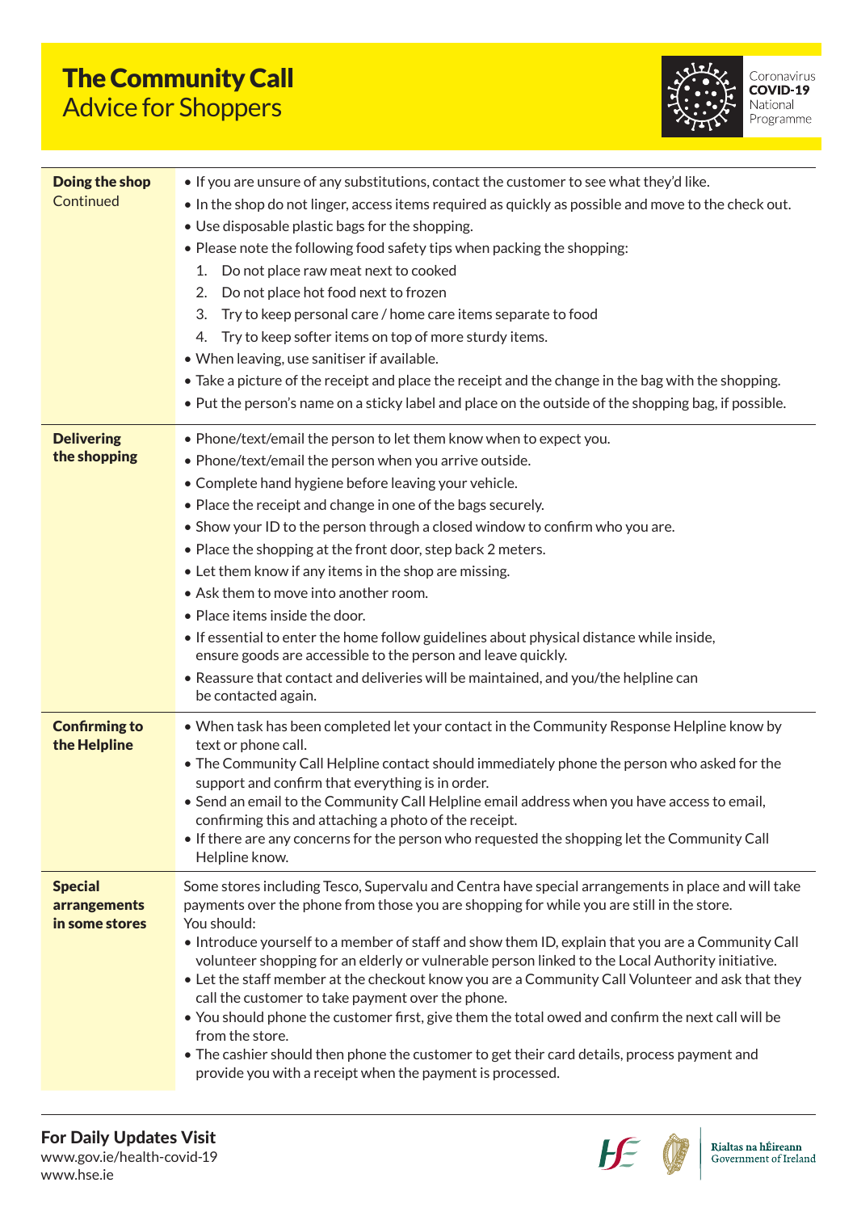# The Community Call
## Advice for Shoppers

Coronavirus **COVID-19** National Programme

| | |
|---|---|
| **Doing the shop** Continued | • If you are unsure of any substitutions, contact the customer to see what they'd like.<br>• In the shop do not linger, access items required as quickly as possible and move to the check out.<br>• Use disposable plastic bags for the shopping.<br>• Please note the following food safety tips when packing the shopping:<br>1. Do not place raw meat next to cooked<br>2. Do not place hot food next to frozen<br>3. Try to keep personal care / home care items separate to food<br>4. Try to keep softer items on top of more sturdy items.<br>• When leaving, use sanitiser if available.<br>• Take a picture of the receipt and place the receipt and the change in the bag with the shopping.<br>• Put the person's name on a sticky label and place on the outside of the shopping bag, if possible. |
| **Delivering the shopping** | • Phone/text/email the person to let them know when to expect you.<br>• Phone/text/email the person when you arrive outside.<br>• Complete hand hygiene before leaving your vehicle.<br>• Place the receipt and change in one of the bags securely.<br>• Show your ID to the person through a closed window to confirm who you are.<br>• Place the shopping at the front door, step back 2 meters.<br>• Let them know if any items in the shop are missing.<br>• Ask them to move into another room.<br>• Place items inside the door.<br>• If essential to enter the home follow guidelines about physical distance while inside, ensure goods are accessible to the person and leave quickly.<br>• Reassure that contact and deliveries will be maintained, and you/the helpline can be contacted again. |
| **Confirming to the Helpline** | • When task has been completed let your contact in the Community Response Helpline know by text or phone call.<br>• The Community Call Helpline contact should immediately phone the person who asked for the support and confirm that everything is in order.<br>• Send an email to the Community Call Helpline email address when you have access to email, confirming this and attaching a photo of the receipt.<br>• If there are any concerns for the person who requested the shopping let the Community Call Helpline know. |
| **Special arrangements in some stores** | Some stores including Tesco, Supervalu and Centra have special arrangements in place and will take payments over the phone from those you are shopping for while you are still in the store.<br>You should:<br>• Introduce yourself to a member of staff and show them ID, explain that you are a Community Call volunteer shopping for an elderly or vulnerable person linked to the Local Authority initiative.<br>• Let the staff member at the checkout know you are a Community Call Volunteer and ask that they call the customer to take payment over the phone.<br>• You should phone the customer first, give them the total owed and confirm the next call will be from the store.<br>• The cashier should then phone the customer to get their card details, process payment and provide you with a receipt when the payment is processed. |

**For Daily Updates Visit**
www.gov.ie/health-covid-19
www.hse.ie

Rialtas na hÉireann
Government of Ireland